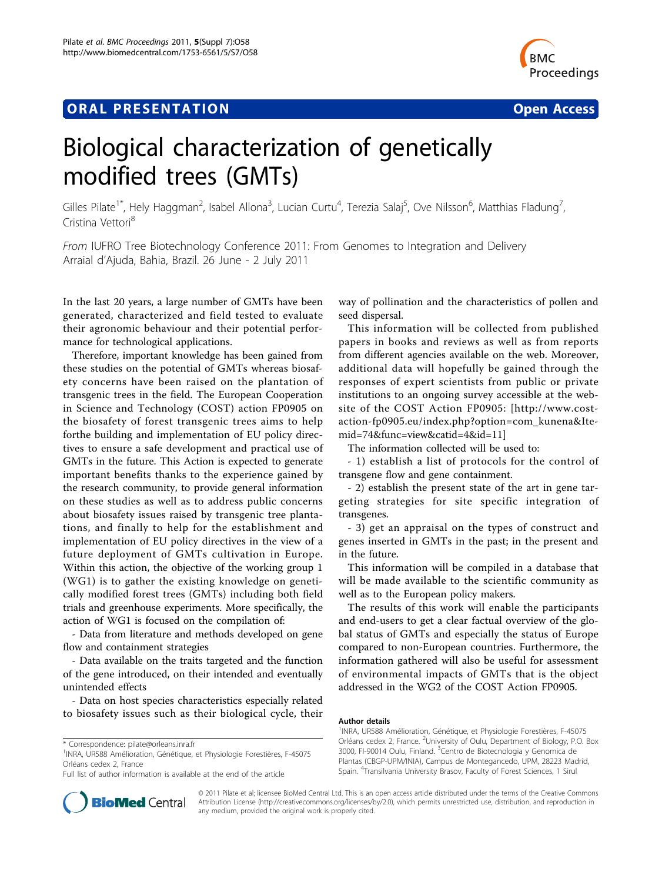ORAL PRESENTATION — Open Access

# Biological characterization of genetically modified trees (GMTs)

Gilles Pilate[1*], Hely Haggman[2], Isabel Allona[3], Lucian Curtu[4], Terezia Salaj[5], Ove Nilsson[6], Matthias Fladung[7], Cristina Vettori[8]

*From* IUFRO Tree Biotechnology Conference 2011: From Genomes to Integration and Delivery
Arraial d'Ajuda, Bahia, Brazil. 26 June - 2 July 2011

In the last 20 years, a large number of GMTs have been generated, characterized and field tested to evaluate their agronomic behaviour and their potential performance for technological applications.

Therefore, important knowledge has been gained from these studies on the potential of GMTs whereas biosafety concerns have been raised on the plantation of transgenic trees in the field. The European Cooperation in Science and Technology (COST) action FP0905 on the biosafety of forest transgenic trees aims to help forthe building and implementation of EU policy directives to ensure a safe development and practical use of GMTs in the future. This Action is expected to generate important benefits thanks to the experience gained by the research community, to provide general information on these studies as well as to address public concerns about biosafety issues raised by transgenic tree plantations, and finally to help for the establishment and implementation of EU policy directives in the view of a future deployment of GMTs cultivation in Europe. Within this action, the objective of the working group 1 (WG1) is to gather the existing knowledge on genetically modified forest trees (GMTs) including both field trials and greenhouse experiments. More specifically, the action of WG1 is focused on the compilation of:

- Data from literature and methods developed on gene flow and containment strategies

- Data available on the traits targeted and the function of the gene introduced, on their intended and eventually unintended effects

- Data on host species characteristics especially related to biosafety issues such as their biological cycle, their way of pollination and the characteristics of pollen and seed dispersal.

This information will be collected from published papers in books and reviews as well as from reports from different agencies available on the web. Moreover, additional data will hopefully be gained through the responses of expert scientists from public or private institutions to an ongoing survey accessible at the website of the COST Action FP0905: [http://www.cost-action-fp0905.eu/index.php?option=com_kunena&Itemid=74&func=view&catid=4&id=11]

The information collected will be used to:

- 1) establish a list of protocols for the control of transgene flow and gene containment.

- 2) establish the present state of the art in gene targeting strategies for site specific integration of transgenes.

- 3) get an appraisal on the types of construct and genes inserted in GMTs in the past; in the present and in the future.

This information will be compiled in a database that will be made available to the scientific community as well as to the European policy makers.

The results of this work will enable the participants and end-users to get a clear factual overview of the global status of GMTs and especially the status of Europe compared to non-European countries. Furthermore, the information gathered will also be useful for assessment of environmental impacts of GMTs that is the object addressed in the WG2 of the COST Action FP0905.

## Author details

[1]INRA, UR588 Amélioration, Génétique, et Physiologie Forestières, F-45075 Orléans cedex 2, France. [2]University of Oulu, Department of Biology, P.O. Box 3000, FI-90014 Oulu, Finland. [3]Centro de Biotecnologia y Genomica de Plantas (CBGP-UPM/INIA), Campus de Montegancedo, UPM, 28223 Madrid, Spain. [4]Transilvania University Brasov, Faculty of Forest Sciences, 1 Sirul

\* Correspondence: pilate@orleans.inra.fr
[1]INRA, UR588 Amélioration, Génétique, et Physiologie Forestières, F-45075 Orléans cedex 2, France
Full list of author information is available at the end of the article

© 2011 Pilate et al; licensee BioMed Central Ltd. This is an open access article distributed under the terms of the Creative Commons Attribution License (http://creativecommons.org/licenses/by/2.0), which permits unrestricted use, distribution, and reproduction in any medium, provided the original work is properly cited.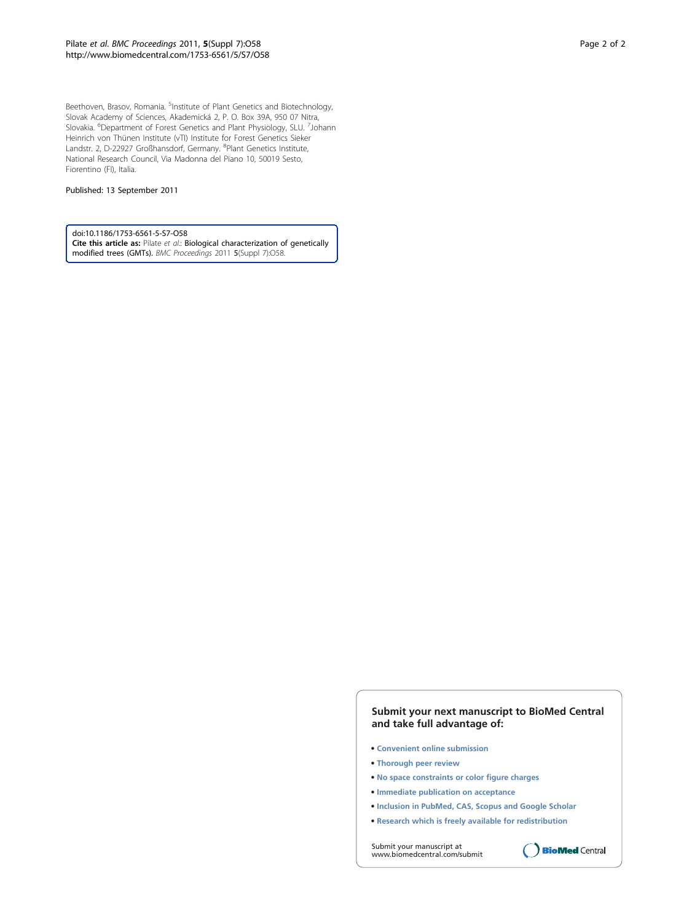Beethoven, Brasov, Romania. [5]Institute of Plant Genetics and Biotechnology, Slovak Academy of Sciences, Akademická 2, P. O. Box 39A, 950 07 Nitra, Slovakia. [6]Department of Forest Genetics and Plant Physiology, SLU. [7]Johann Heinrich von Thünen Institute (vTI) Institute for Forest Genetics Sieker Landstr. 2, D-22927 Großhansdorf, Germany. [8]Plant Genetics Institute, National Research Council, Via Madonna del Piano 10, 50019 Sesto, Fiorentino (FI), Italia.

Published: 13 September 2011

doi:10.1186/1753-6561-5-S7-O58

**Cite this article as:** Pilate *et al.*: Biological characterization of genetically modified trees (GMTs). *BMC Proceedings* 2011 **5**(Suppl 7):O58.

**Submit your next manuscript to BioMed Central and take full advantage of:**

- Convenient online submission
- Thorough peer review
- No space constraints or color figure charges
- Immediate publication on acceptance
- Inclusion in PubMed, CAS, Scopus and Google Scholar
- Research which is freely available for redistribution

Submit your manuscript at
www.biomedcentral.com/submit

BioMed Central